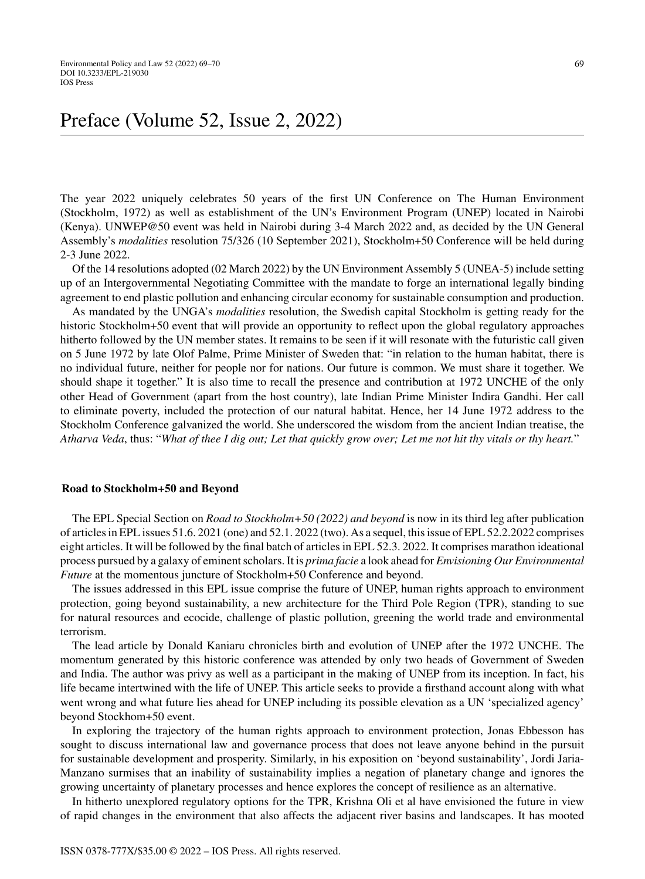# Preface (Volume 52, Issue 2, 2022)

The year 2022 uniquely celebrates 50 years of the first UN Conference on The Human Environment (Stockholm, 1972) as well as establishment of the UN's Environment Program (UNEP) located in Nairobi (Kenya). UNWEP@50 event was held in Nairobi during 3-4 March 2022 and, as decided by the UN General Assembly's *modalities* resolution 75/326 (10 September 2021), Stockholm+50 Conference will be held during 2-3 June 2022.

Of the 14 resolutions adopted (02 March 2022) by the UN Environment Assembly 5 (UNEA-5) include setting up of an Intergovernmental Negotiating Committee with the mandate to forge an international legally binding agreement to end plastic pollution and enhancing circular economy for sustainable consumption and production.

As mandated by the UNGA's *modalities* resolution, the Swedish capital Stockholm is getting ready for the historic Stockholm+50 event that will provide an opportunity to reflect upon the global regulatory approaches hitherto followed by the UN member states. It remains to be seen if it will resonate with the futuristic call given on 5 June 1972 by late Olof Palme, Prime Minister of Sweden that: "in relation to the human habitat, there is no individual future, neither for people nor for nations. Our future is common. We must share it together. We should shape it together." It is also time to recall the presence and contribution at 1972 UNCHE of the only other Head of Government (apart from the host country), late Indian Prime Minister Indira Gandhi. Her call to eliminate poverty, included the protection of our natural habitat. Hence, her 14 June 1972 address to the Stockholm Conference galvanized the world. She underscored the wisdom from the ancient Indian treatise, the *Atharva Veda*, thus: "*What of thee I dig out; Let that quickly grow over; Let me not hit thy vitals or thy heart.*"

## Road to Stockholm+50 and Beyond

The EPL Special Section on *Road to Stockholm+50 (2022) and beyond* is now in its third leg after publication of articles in EPL issues 51.6. 2021 (one) and 52.1. 2022 (two). As a sequel, this issue of EPL 52.2.2022 comprises eight articles. It will be followed by the final batch of articles in EPL 52.3. 2022. It comprises marathon ideational process pursued by a galaxy of eminent scholars. It is *prima facie* a look ahead for *Envisioning Our Environmental Future* at the momentous juncture of Stockholm+50 Conference and beyond.

The issues addressed in this EPL issue comprise the future of UNEP, human rights approach to environment protection, going beyond sustainability, a new architecture for the Third Pole Region (TPR), standing to sue for natural resources and ecocide, challenge of plastic pollution, greening the world trade and environmental terrorism.

The lead article by Donald Kaniaru chronicles birth and evolution of UNEP after the 1972 UNCHE. The momentum generated by this historic conference was attended by only two heads of Government of Sweden and India. The author was privy as well as a participant in the making of UNEP from its inception. In fact, his life became intertwined with the life of UNEP. This article seeks to provide a firsthand account along with what went wrong and what future lies ahead for UNEP including its possible elevation as a UN 'specialized agency' beyond Stockhom+50 event.

In exploring the trajectory of the human rights approach to environment protection, Jonas Ebbesson has sought to discuss international law and governance process that does not leave anyone behind in the pursuit for sustainable development and prosperity. Similarly, in his exposition on 'beyond sustainability', Jordi Jaria-Manzano surmises that an inability of sustainability implies a negation of planetary change and ignores the growing uncertainty of planetary processes and hence explores the concept of resilience as an alternative.

In hitherto unexplored regulatory options for the TPR, Krishna Oli et al have envisioned the future in view of rapid changes in the environment that also affects the adjacent river basins and landscapes. It has mooted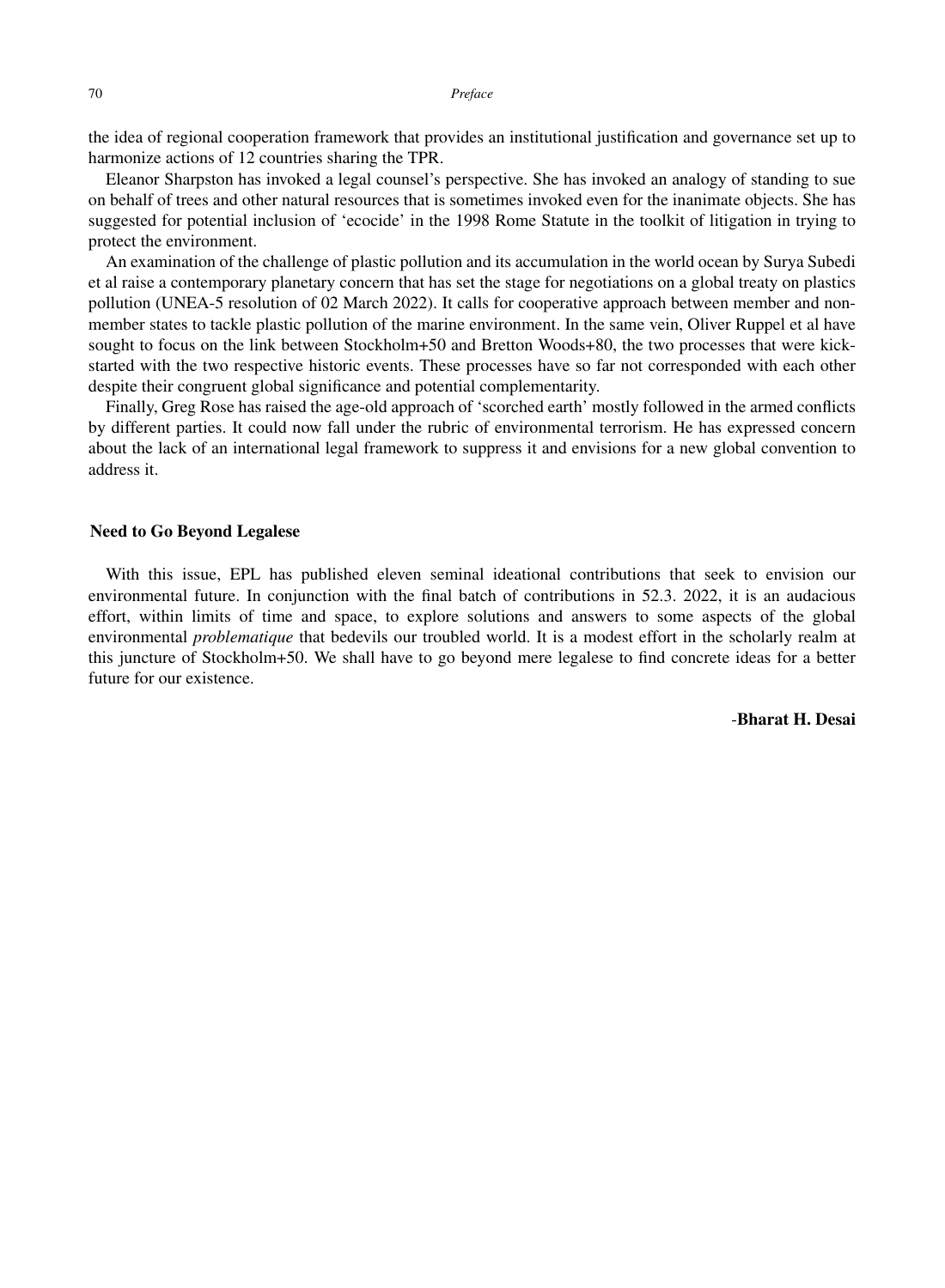the idea of regional cooperation framework that provides an institutional justification and governance set up to harmonize actions of 12 countries sharing the TPR.

Eleanor Sharpston has invoked a legal counsel's perspective. She has invoked an analogy of standing to sue on behalf of trees and other natural resources that is sometimes invoked even for the inanimate objects. She has suggested for potential inclusion of 'ecocide' in the 1998 Rome Statute in the toolkit of litigation in trying to protect the environment.

An examination of the challenge of plastic pollution and its accumulation in the world ocean by Surya Subedi et al raise a contemporary planetary concern that has set the stage for negotiations on a global treaty on plastics pollution (UNEA-5 resolution of 02 March 2022). It calls for cooperative approach between member and non-member states to tackle plastic pollution of the marine environment. In the same vein, Oliver Ruppel et al have sought to focus on the link between Stockholm+50 and Bretton Woods+80, the two processes that were kick-started with the two respective historic events. These processes have so far not corresponded with each other despite their congruent global significance and potential complementarity.

Finally, Greg Rose has raised the age-old approach of 'scorched earth' mostly followed in the armed conflicts by different parties. It could now fall under the rubric of environmental terrorism. He has expressed concern about the lack of an international legal framework to suppress it and envisions for a new global convention to address it.

### Need to Go Beyond Legalese

With this issue, EPL has published eleven seminal ideational contributions that seek to envision our environmental future. In conjunction with the final batch of contributions in 52.3. 2022, it is an audacious effort, within limits of time and space, to explore solutions and answers to some aspects of the global environmental *problematique* that bedevils our troubled world. It is a modest effort in the scholarly realm at this juncture of Stockholm+50. We shall have to go beyond mere legalese to find concrete ideas for a better future for our existence.

-**Bharat H. Desai**